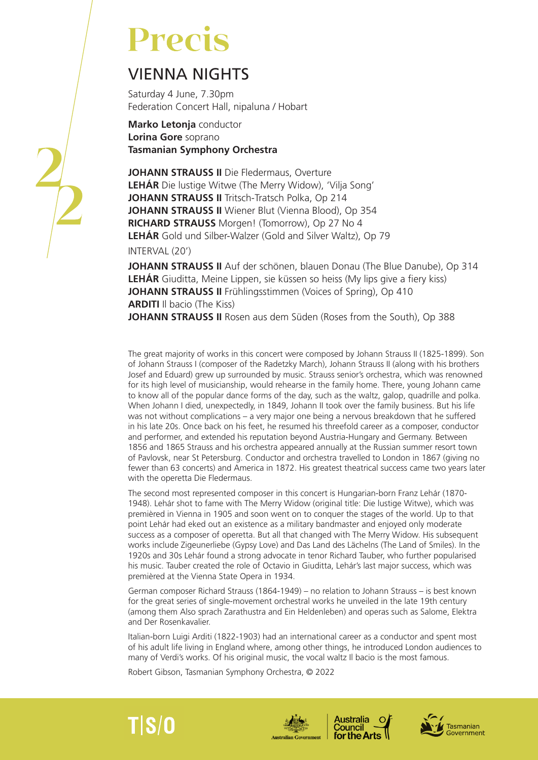# Precis

## VIENNA NIGHTS

Saturday 4 June, 7.30pm
Federation Concert Hall, nipaluna / Hobart

**Marko Letonja** conductor
**Lorina Gore** soprano
**Tasmanian Symphony Orchestra**

**JOHANN STRAUSS II** Die Fledermaus, Overture
**LEHÁR** Die lustige Witwe (The Merry Widow), 'Vilja Song'
**JOHANN STRAUSS II** Tritsch-Tratsch Polka, Op 214
**JOHANN STRAUSS II** Wiener Blut (Vienna Blood), Op 354
**RICHARD STRAUSS** Morgen! (Tomorrow), Op 27 No 4
**LEHÁR** Gold und Silber-Walzer (Gold and Silver Waltz), Op 79

INTERVAL (20')

**JOHANN STRAUSS II** Auf der schönen, blauen Donau (The Blue Danube), Op 314
**LEHÁR** Giuditta, Meine Lippen, sie küssen so heiss (My lips give a fiery kiss)
**JOHANN STRAUSS II** Frühlingsstimmen (Voices of Spring), Op 410
**ARDITI** Il bacio (The Kiss)
**JOHANN STRAUSS II** Rosen aus dem Süden (Roses from the South), Op 388

The great majority of works in this concert were composed by Johann Strauss II (1825-1899). Son of Johann Strauss I (composer of the Radetzky March), Johann Strauss II (along with his brothers Josef and Eduard) grew up surrounded by music. Strauss senior's orchestra, which was renowned for its high level of musicianship, would rehearse in the family home. There, young Johann came to know all of the popular dance forms of the day, such as the waltz, galop, quadrille and polka. When Johann I died, unexpectedly, in 1849, Johann II took over the family business. But his life was not without complications – a very major one being a nervous breakdown that he suffered in his late 20s. Once back on his feet, he resumed his threefold career as a composer, conductor and performer, and extended his reputation beyond Austria-Hungary and Germany. Between 1856 and 1865 Strauss and his orchestra appeared annually at the Russian summer resort town of Pavlovsk, near St Petersburg. Conductor and orchestra travelled to London in 1867 (giving no fewer than 63 concerts) and America in 1872. His greatest theatrical success came two years later with the operetta Die Fledermaus.

The second most represented composer in this concert is Hungarian-born Franz Lehár (1870-1948). Lehár shot to fame with The Merry Widow (original title: Die lustige Witwe), which was premièred in Vienna in 1905 and soon went on to conquer the stages of the world. Up to that point Lehár had eked out an existence as a military bandmaster and enjoyed only moderate success as a composer of operetta. But all that changed with The Merry Widow. His subsequent works include Zigeunerliebe (Gypsy Love) and Das Land des Lächelns (The Land of Smiles). In the 1920s and 30s Lehár found a strong advocate in tenor Richard Tauber, who further popularised his music. Tauber created the role of Octavio in Giuditta, Lehár's last major success, which was premièred at the Vienna State Opera in 1934.

German composer Richard Strauss (1864-1949) – no relation to Johann Strauss – is best known for the great series of single-movement orchestral works he unveiled in the late 19th century (among them Also sprach Zarathustra and Ein Heldenleben) and operas such as Salome, Elektra and Der Rosenkavalier.

Italian-born Luigi Arditi (1822-1903) had an international career as a conductor and spent most of his adult life living in England where, among other things, he introduced London audiences to many of Verdi's works. Of his original music, the vocal waltz Il bacio is the most famous.

Robert Gibson, Tasmanian Symphony Orchestra, © 2022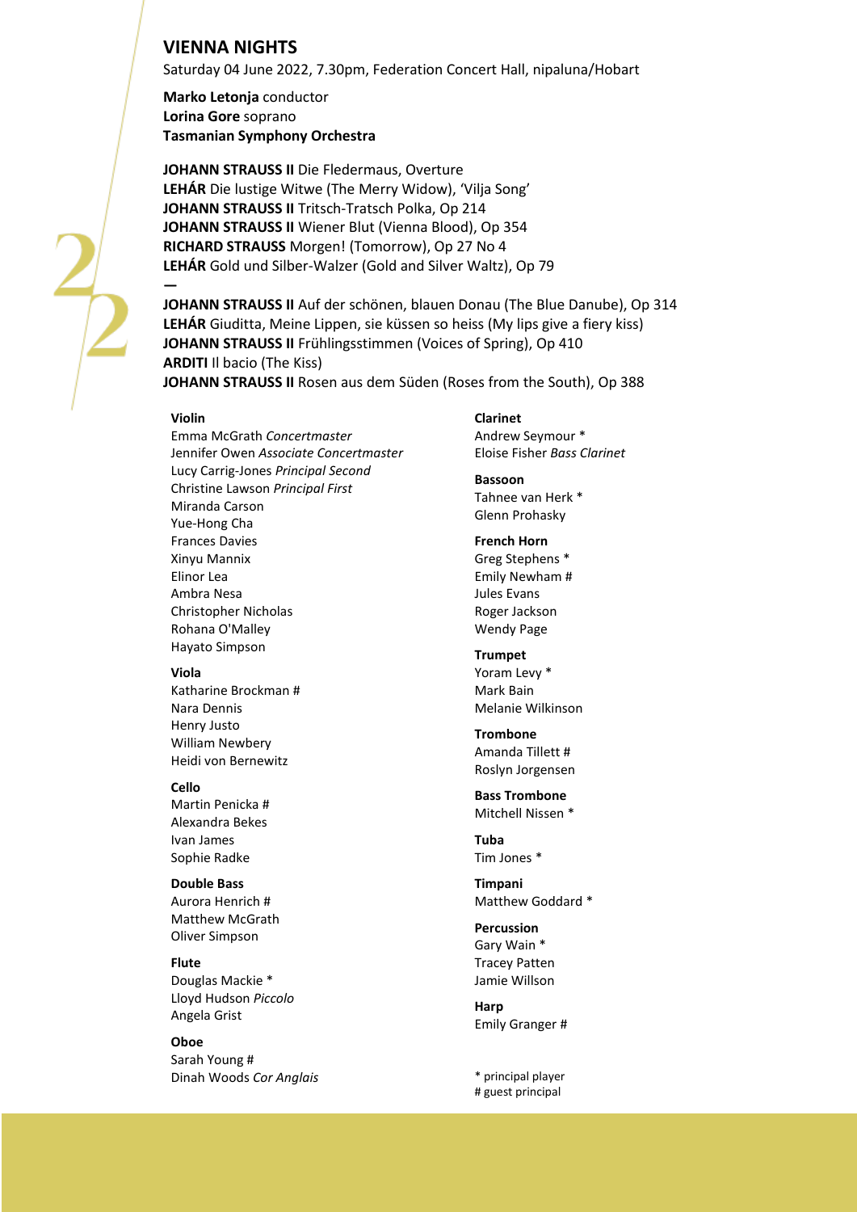## VIENNA NIGHTS

Saturday 04 June 2022, 7.30pm, Federation Concert Hall, nipaluna/Hobart

**Marko Letonja** conductor
**Lorina Gore** soprano
**Tasmanian Symphony Orchestra**

**JOHANN STRAUSS II** Die Fledermaus, Overture
**LEHÁR** Die lustige Witwe (The Merry Widow), 'Vilja Song'
**JOHANN STRAUSS II** Tritsch-Tratsch Polka, Op 214
**JOHANN STRAUSS II** Wiener Blut (Vienna Blood), Op 354
**RICHARD STRAUSS** Morgen! (Tomorrow), Op 27 No 4
**LEHÁR** Gold und Silber-Walzer (Gold and Silver Waltz), Op 79
—
**JOHANN STRAUSS II** Auf der schönen, blauen Donau (The Blue Danube), Op 314
**LEHÁR** Giuditta, Meine Lippen, sie küssen so heiss (My lips give a fiery kiss)
**JOHANN STRAUSS II** Frühlingsstimmen (Voices of Spring), Op 410
**ARDITI** Il bacio (The Kiss)
**JOHANN STRAUSS II** Rosen aus dem Süden (Roses from the South), Op 388

**Violin**
Emma McGrath *Concertmaster*
Jennifer Owen *Associate Concertmaster*
Lucy Carrig-Jones *Principal Second*
Christine Lawson *Principal First*
Miranda Carson
Yue-Hong Cha
Frances Davies
Xinyu Mannix
Elinor Lea
Ambra Nesa
Christopher Nicholas
Rohana O'Malley
Hayato Simpson

**Viola**
Katharine Brockman #
Nara Dennis
Henry Justo
William Newbery
Heidi von Bernewitz

**Cello**
Martin Penicka #
Alexandra Bekes
Ivan James
Sophie Radke

**Double Bass**
Aurora Henrich #
Matthew McGrath
Oliver Simpson

**Flute**
Douglas Mackie *
Lloyd Hudson *Piccolo*
Angela Grist

**Oboe**
Sarah Young #
Dinah Woods *Cor Anglais*

**Clarinet**
Andrew Seymour *
Eloise Fisher *Bass Clarinet*

**Bassoon**
Tahnee van Herk *
Glenn Prohasky

**French Horn**
Greg Stephens *
Emily Newham #
Jules Evans
Roger Jackson
Wendy Page

**Trumpet**
Yoram Levy *
Mark Bain
Melanie Wilkinson

**Trombone**
Amanda Tillett #
Roslyn Jorgensen

**Bass Trombone**
Mitchell Nissen *

**Tuba**
Tim Jones *

**Timpani**
Matthew Goddard *

**Percussion**
Gary Wain *
Tracey Patten
Jamie Willson

**Harp**
Emily Granger #

\* principal player
\# guest principal